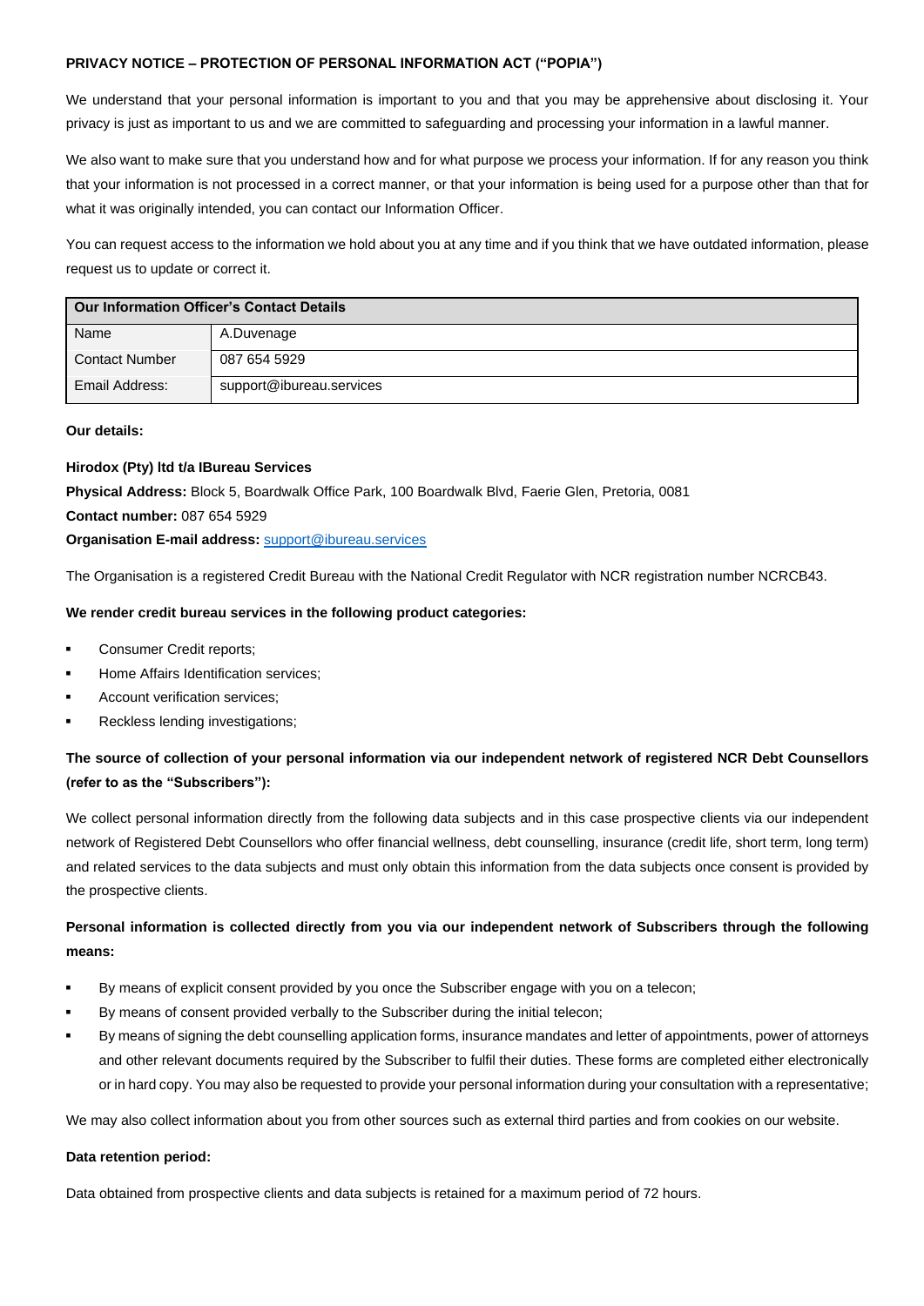**PRIVACY NOTICE – PROTECTION OF PERSONAL INFORMATION ACT ("POPIA")**

We understand that your personal information is important to you and that you may be apprehensive about disclosing it. Your privacy is just as important to us and we are committed to safeguarding and processing your information in a lawful manner.

We also want to make sure that you understand how and for what purpose we process your information. If for any reason you think that your information is not processed in a correct manner, or that your information is being used for a purpose other than that for what it was originally intended, you can contact our Information Officer.

You can request access to the information we hold about you at any time and if you think that we have outdated information, please request us to update or correct it.

| **Our Information Officer's Contact Details** | |
|---|---|
| Name | A.Duvenage |
| Contact Number | 087 654 5929 |
| Email Address: | support@ibureau.services |

**Our details:**

**Hirodox (Pty) ltd t/a IBureau Services**
**Physical Address:** Block 5, Boardwalk Office Park, 100 Boardwalk Blvd, Faerie Glen, Pretoria, 0081
**Contact number:** 087 654 5929
**Organisation E-mail address:** support@ibureau.services

The Organisation is a registered Credit Bureau with the National Credit Regulator with NCR registration number NCRCB43.

**We render credit bureau services in the following product categories:**

- Consumer Credit reports;
- Home Affairs Identification services;
- Account verification services;
- Reckless lending investigations;

**The source of collection of your personal information via our independent network of registered NCR Debt Counsellors (refer to as the "Subscribers"):**

We collect personal information directly from the following data subjects and in this case prospective clients via our independent network of Registered Debt Counsellors who offer financial wellness, debt counselling, insurance (credit life, short term, long term) and related services to the data subjects and must only obtain this information from the data subjects once consent is provided by the prospective clients.

**Personal information is collected directly from you via our independent network of Subscribers through the following means:**

- By means of explicit consent provided by you once the Subscriber engage with you on a telecon;
- By means of consent provided verbally to the Subscriber during the initial telecon;
- By means of signing the debt counselling application forms, insurance mandates and letter of appointments, power of attorneys and other relevant documents required by the Subscriber to fulfil their duties. These forms are completed either electronically or in hard copy. You may also be requested to provide your personal information during your consultation with a representative;

We may also collect information about you from other sources such as external third parties and from cookies on our website.

**Data retention period:**

Data obtained from prospective clients and data subjects is retained for a maximum period of 72 hours.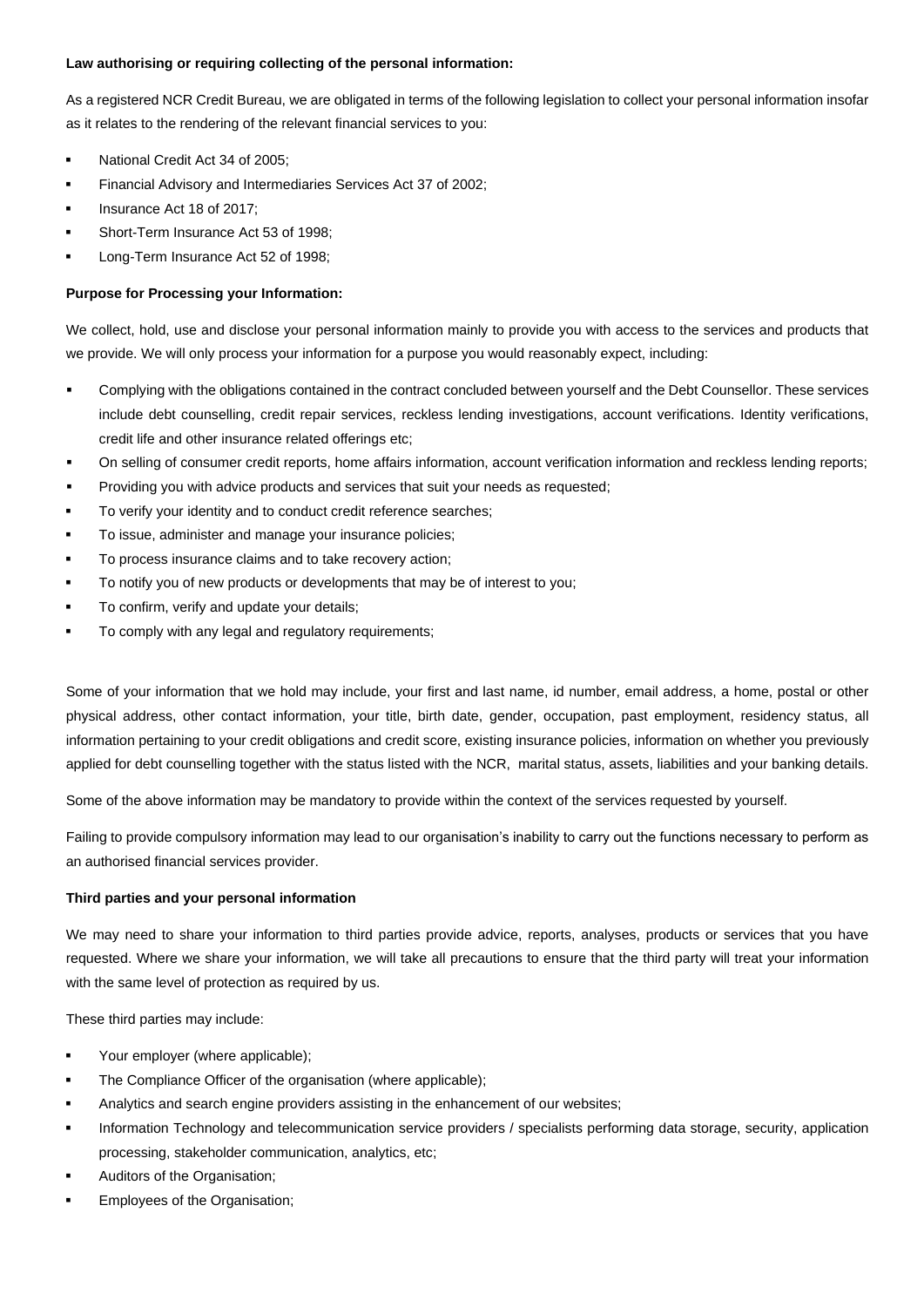**Law authorising or requiring collecting of the personal information:**

As a registered NCR Credit Bureau, we are obligated in terms of the following legislation to collect your personal information insofar as it relates to the rendering of the relevant financial services to you:

- National Credit Act 34 of 2005;
- Financial Advisory and Intermediaries Services Act 37 of 2002;
- Insurance Act 18 of 2017;
- Short-Term Insurance Act 53 of 1998;
- Long-Term Insurance Act 52 of 1998;

**Purpose for Processing your Information:**

We collect, hold, use and disclose your personal information mainly to provide you with access to the services and products that we provide. We will only process your information for a purpose you would reasonably expect, including:

- Complying with the obligations contained in the contract concluded between yourself and the Debt Counsellor. These services include debt counselling, credit repair services, reckless lending investigations, account verifications. Identity verifications, credit life and other insurance related offerings etc;
- On selling of consumer credit reports, home affairs information, account verification information and reckless lending reports;
- Providing you with advice products and services that suit your needs as requested;
- To verify your identity and to conduct credit reference searches;
- To issue, administer and manage your insurance policies;
- To process insurance claims and to take recovery action;
- To notify you of new products or developments that may be of interest to you;
- To confirm, verify and update your details;
- To comply with any legal and regulatory requirements;

Some of your information that we hold may include, your first and last name, id number, email address, a home, postal or other physical address, other contact information, your title, birth date, gender, occupation, past employment, residency status, all information pertaining to your credit obligations and credit score, existing insurance policies, information on whether you previously applied for debt counselling together with the status listed with the NCR, marital status, assets, liabilities and your banking details.

Some of the above information may be mandatory to provide within the context of the services requested by yourself.

Failing to provide compulsory information may lead to our organisation's inability to carry out the functions necessary to perform as an authorised financial services provider.

**Third parties and your personal information**

We may need to share your information to third parties provide advice, reports, analyses, products or services that you have requested. Where we share your information, we will take all precautions to ensure that the third party will treat your information with the same level of protection as required by us.

These third parties may include:

- Your employer (where applicable);
- The Compliance Officer of the organisation (where applicable);
- Analytics and search engine providers assisting in the enhancement of our websites;
- Information Technology and telecommunication service providers / specialists performing data storage, security, application processing, stakeholder communication, analytics, etc;
- Auditors of the Organisation;
- Employees of the Organisation;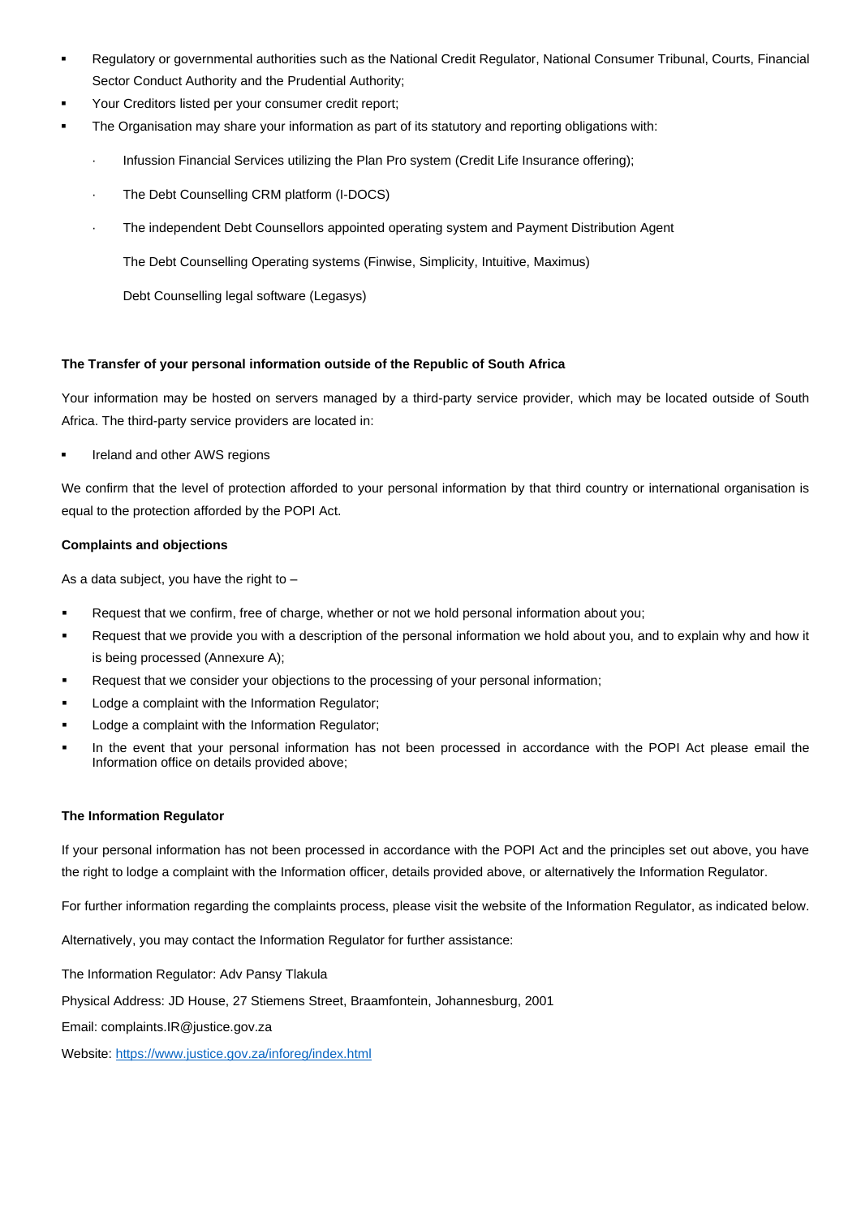- Regulatory or governmental authorities such as the National Credit Regulator, National Consumer Tribunal, Courts, Financial Sector Conduct Authority and the Prudential Authority;
- Your Creditors listed per your consumer credit report;
- The Organisation may share your information as part of its statutory and reporting obligations with:
  - Infussion Financial Services utilizing the Plan Pro system (Credit Life Insurance offering);
  - The Debt Counselling CRM platform (I-DOCS)
  - The independent Debt Counsellors appointed operating system and Payment Distribution Agent

    The Debt Counselling Operating systems (Finwise, Simplicity, Intuitive, Maximus)

    Debt Counselling legal software (Legasys)

**The Transfer of your personal information outside of the Republic of South Africa**

Your information may be hosted on servers managed by a third-party service provider, which may be located outside of South Africa. The third-party service providers are located in:

- Ireland and other AWS regions

We confirm that the level of protection afforded to your personal information by that third country or international organisation is equal to the protection afforded by the POPI Act.

**Complaints and objections**

As a data subject, you have the right to –

- Request that we confirm, free of charge, whether or not we hold personal information about you;
- Request that we provide you with a description of the personal information we hold about you, and to explain why and how it is being processed (Annexure A);
- Request that we consider your objections to the processing of your personal information;
- Lodge a complaint with the Information Regulator;
- Lodge a complaint with the Information Regulator;
- In the event that your personal information has not been processed in accordance with the POPI Act please email the Information office on details provided above;

**The Information Regulator**

If your personal information has not been processed in accordance with the POPI Act and the principles set out above, you have the right to lodge a complaint with the Information officer, details provided above, or alternatively the Information Regulator.

For further information regarding the complaints process, please visit the website of the Information Regulator, as indicated below.

Alternatively, you may contact the Information Regulator for further assistance:

The Information Regulator: Adv Pansy Tlakula

Physical Address: JD House, 27 Stiemens Street, Braamfontein, Johannesburg, 2001

Email: complaints.IR@justice.gov.za

Website: [https://www.justice.gov.za/inforeg/index.html](https://www.justice.gov.za/inforeg/index.html)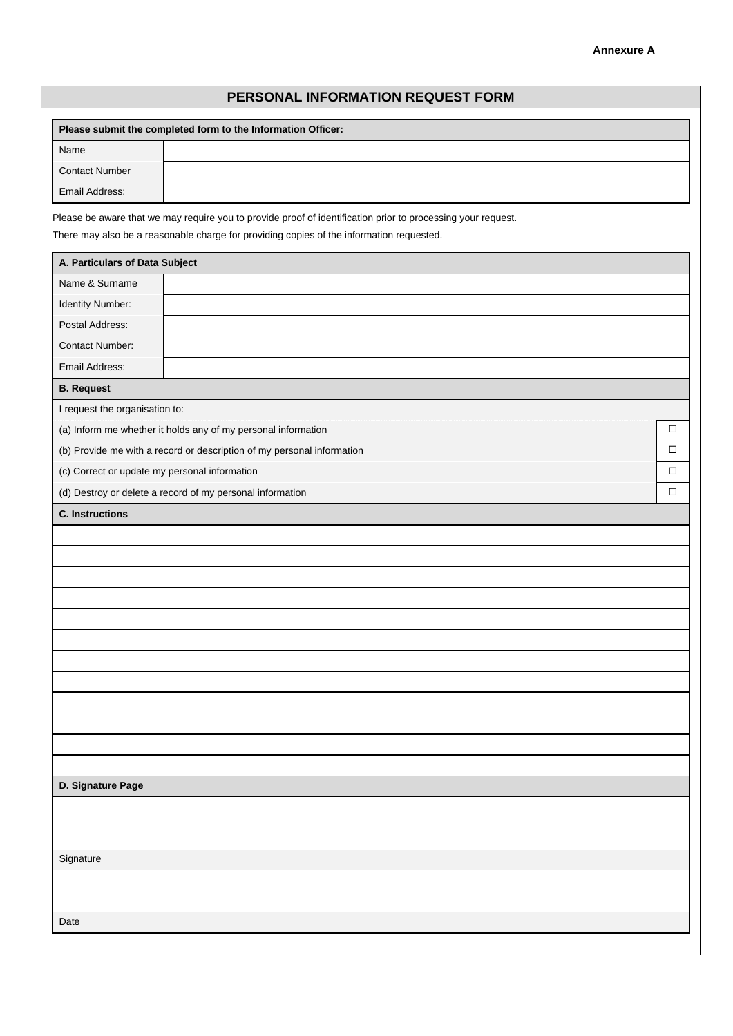**Annexure A**

# PERSONAL INFORMATION REQUEST FORM

| Please submit the completed form to the Information Officer: | |
|---|---|
| Name | |
| Contact Number | |
| Email Address: | |

Please be aware that we may require you to provide proof of identification prior to processing your request.

There may also be a reasonable charge for providing copies of the information requested.

| A. Particulars of Data Subject | |
|---|---|
| Name & Surname | |
| Identity Number: | |
| Postal Address: | |
| Contact Number: | |
| Email Address: | |

| B. Request | |
|---|---|
| I request the organisation to: | |
| (a) Inform me whether it holds any of my personal information | ☐ |
| (b) Provide me with a record or description of my personal information | ☐ |
| (c) Correct or update my personal information | ☐ |
| (d) Destroy or delete a record of my personal information | ☐ |

| C. Instructions |
|---|
| |
| |
| |
| |
| |
| |
| |
| |
| |
| |
| |
| |

| D. Signature Page |
|---|
| |
| Signature |
| |
| Date |